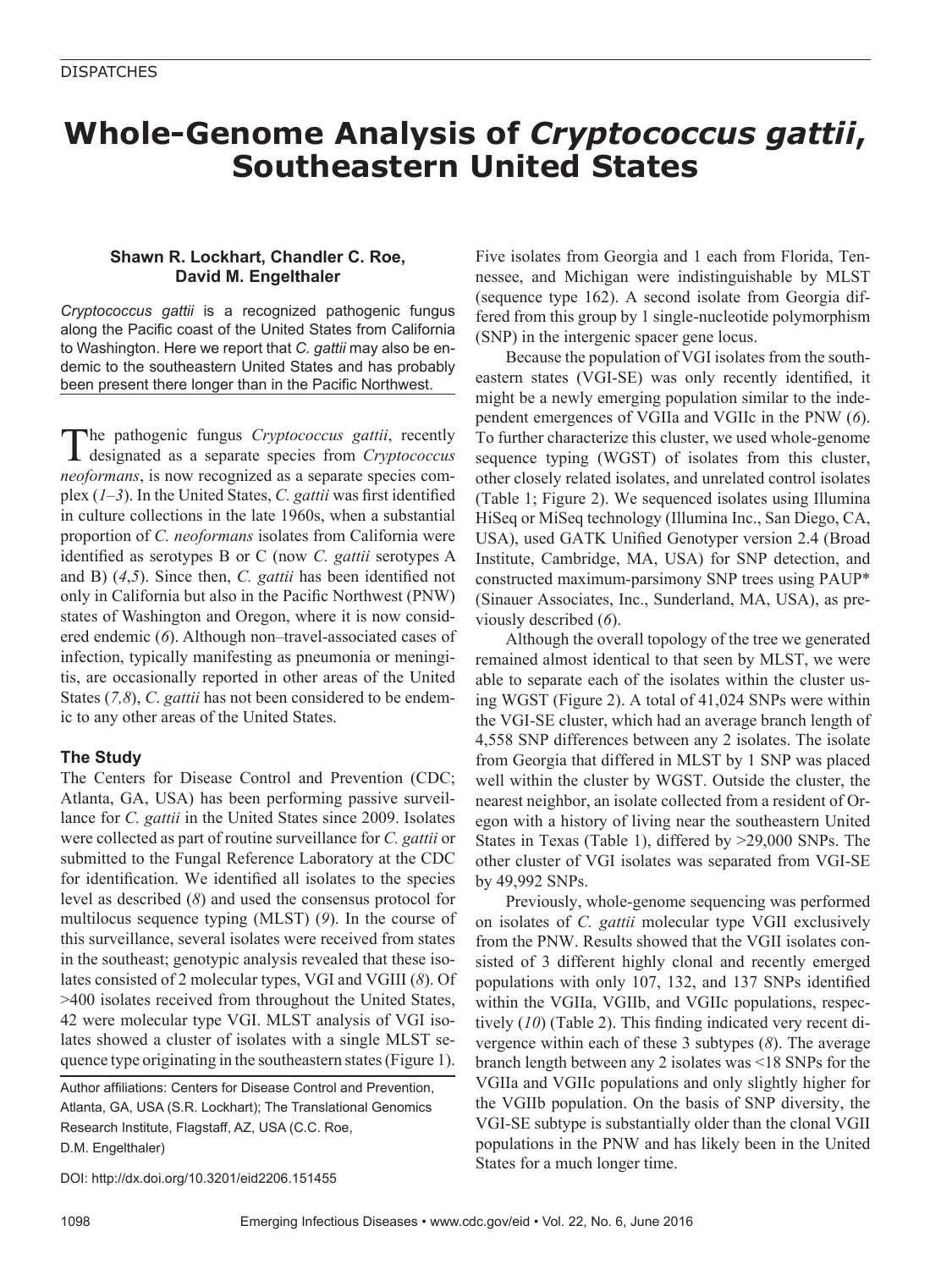DISPATCHES

# Whole-Genome Analysis of *Cryptococcus gattii*, Southeastern United States

**Shawn R. Lockhart, Chandler C. Roe, David M. Engelthaler**

*Cryptococcus gattii* is a recognized pathogenic fungus along the Pacific coast of the United States from California to Washington. Here we report that *C. gattii* may also be endemic to the southeastern United States and has probably been present there longer than in the Pacific Northwest.

The pathogenic fungus *Cryptococcus gattii*, recently designated as a separate species from *Cryptococcus neoformans*, is now recognized as a separate species complex (*1–3*). In the United States, *C. gattii* was first identified in culture collections in the late 1960s, when a substantial proportion of *C. neoformans* isolates from California were identified as serotypes B or C (now *C. gattii* serotypes A and B) (*4*,*5*). Since then, *C. gattii* has been identified not only in California but also in the Pacific Northwest (PNW) states of Washington and Oregon, where it is now considered endemic (*6*). Although non–travel-associated cases of infection, typically manifesting as pneumonia or meningitis, are occasionally reported in other areas of the United States (*7,8*), *C. gattii* has not been considered to be endemic to any other areas of the United States.

## The Study

The Centers for Disease Control and Prevention (CDC; Atlanta, GA, USA) has been performing passive surveillance for *C. gattii* in the United States since 2009. Isolates were collected as part of routine surveillance for *C. gattii* or submitted to the Fungal Reference Laboratory at the CDC for identification. We identified all isolates to the species level as described (*8*) and used the consensus protocol for multilocus sequence typing (MLST) (*9*). In the course of this surveillance, several isolates were received from states in the southeast; genotypic analysis revealed that these isolates consisted of 2 molecular types, VGI and VGIII (*8*). Of >400 isolates received from throughout the United States, 42 were molecular type VGI. MLST analysis of VGI isolates showed a cluster of isolates with a single MLST sequence type originating in the southeastern states (Figure 1). Five isolates from Georgia and 1 each from Florida, Tennessee, and Michigan were indistinguishable by MLST (sequence type 162). A second isolate from Georgia differed from this group by 1 single-nucleotide polymorphism (SNP) in the intergenic spacer gene locus.

Because the population of VGI isolates from the southeastern states (VGI-SE) was only recently identified, it might be a newly emerging population similar to the independent emergences of VGIIa and VGIIc in the PNW (*6*). To further characterize this cluster, we used whole-genome sequence typing (WGST) of isolates from this cluster, other closely related isolates, and unrelated control isolates (Table 1; Figure 2). We sequenced isolates using Illumina HiSeq or MiSeq technology (Illumina Inc., San Diego, CA, USA), used GATK Unified Genotyper version 2.4 (Broad Institute, Cambridge, MA, USA) for SNP detection, and constructed maximum-parsimony SNP trees using PAUP* (Sinauer Associates, Inc., Sunderland, MA, USA), as previously described (*6*).

Although the overall topology of the tree we generated remained almost identical to that seen by MLST, we were able to separate each of the isolates within the cluster using WGST (Figure 2). A total of 41,024 SNPs were within the VGI-SE cluster, which had an average branch length of 4,558 SNP differences between any 2 isolates. The isolate from Georgia that differed in MLST by 1 SNP was placed well within the cluster by WGST. Outside the cluster, the nearest neighbor, an isolate collected from a resident of Oregon with a history of living near the southeastern United States in Texas (Table 1), differed by >29,000 SNPs. The other cluster of VGI isolates was separated from VGI-SE by 49,992 SNPs.

Previously, whole-genome sequencing was performed on isolates of *C. gattii* molecular type VGII exclusively from the PNW. Results showed that the VGII isolates consisted of 3 different highly clonal and recently emerged populations with only 107, 132, and 137 SNPs identified within the VGIIa, VGIIb, and VGIIc populations, respectively (*10*) (Table 2). This finding indicated very recent divergence within each of these 3 subtypes (*8*). The average branch length between any 2 isolates was <18 SNPs for the VGIIa and VGIIc populations and only slightly higher for the VGIIb population. On the basis of SNP diversity, the VGI-SE subtype is substantially older than the clonal VGII populations in the PNW and has likely been in the United States for a much longer time.

Author affiliations: Centers for Disease Control and Prevention, Atlanta, GA, USA (S.R. Lockhart); The Translational Genomics Research Institute, Flagstaff, AZ, USA (C.C. Roe, D.M. Engelthaler)

DOI: http://dx.doi.org/10.3201/eid2206.151455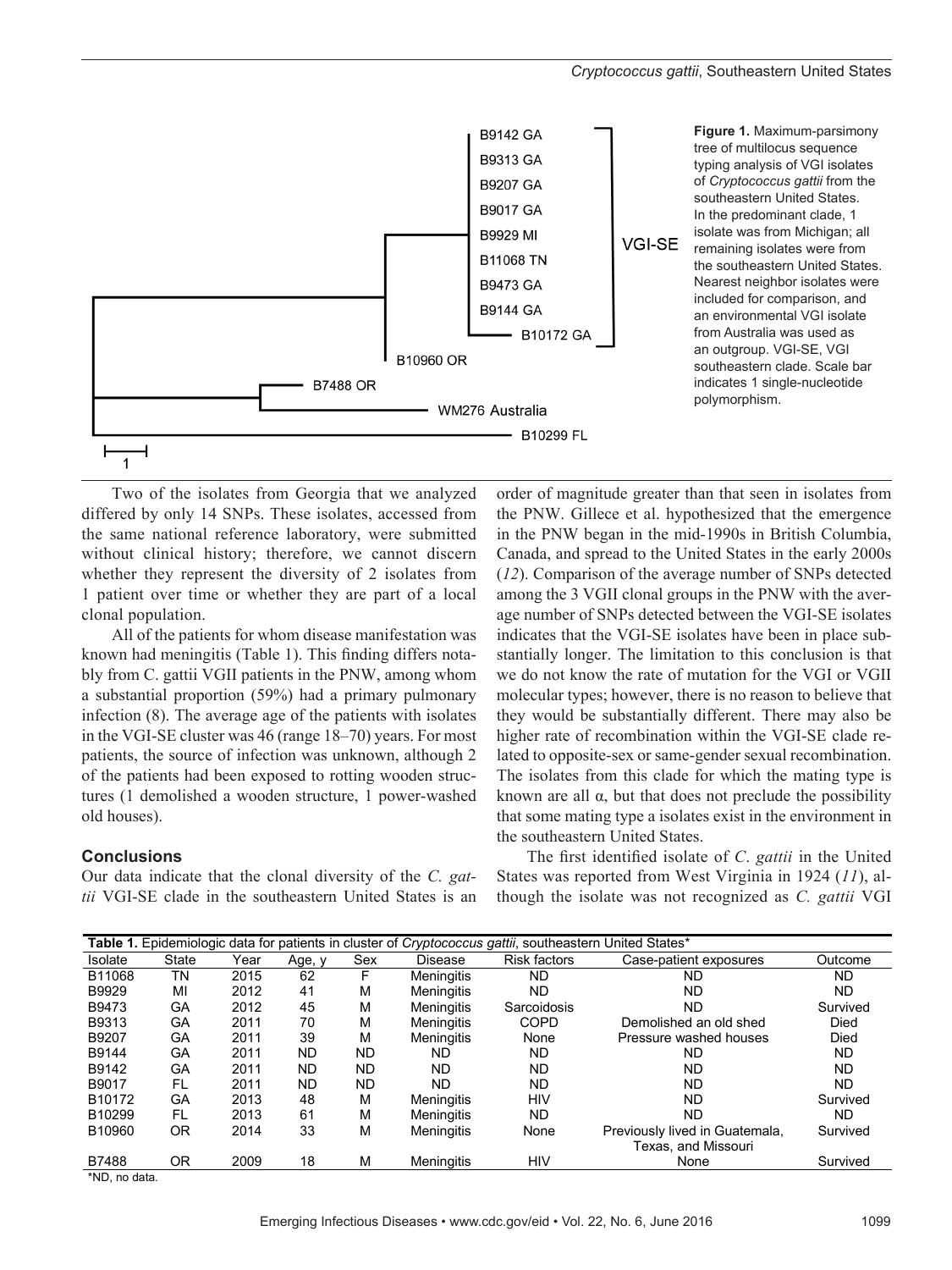**Figure 1.** Maximum-parsimony tree of multilocus sequence typing analysis of VGI isolates of *Cryptococcus gattii* from the southeastern United States. In the predominant clade, 1 isolate was from Michigan; all remaining isolates were from the southeastern United States. Nearest neighbor isolates were included for comparison, and an environmental VGI isolate from Australia was used as an outgroup. VGI-SE, VGI southeastern clade. Scale bar indicates 1 single-nucleotide polymorphism.

Two of the isolates from Georgia that we analyzed differed by only 14 SNPs. These isolates, accessed from the same national reference laboratory, were submitted without clinical history; therefore, we cannot discern whether they represent the diversity of 2 isolates from 1 patient over time or whether they are part of a local clonal population.

All of the patients for whom disease manifestation was known had meningitis (Table 1). This finding differs notably from C. gattii VGII patients in the PNW, among whom a substantial proportion (59%) had a primary pulmonary infection (8). The average age of the patients with isolates in the VGI-SE cluster was 46 (range 18–70) years. For most patients, the source of infection was unknown, although 2 of the patients had been exposed to rotting wooden structures (1 demolished a wooden structure, 1 power-washed old houses).

## Conclusions

Our data indicate that the clonal diversity of the *C. gattii* VGI-SE clade in the southeastern United States is an order of magnitude greater than that seen in isolates from the PNW. Gillece et al. hypothesized that the emergence in the PNW began in the mid-1990s in British Columbia, Canada, and spread to the United States in the early 2000s (*12*). Comparison of the average number of SNPs detected among the 3 VGII clonal groups in the PNW with the average number of SNPs detected between the VGI-SE isolates indicates that the VGI-SE isolates have been in place substantially longer. The limitation to this conclusion is that we do not know the rate of mutation for the VGI or VGII molecular types; however, there is no reason to believe that they would be substantially different. There may also be higher rate of recombination within the VGI-SE clade related to opposite-sex or same-gender sexual recombination. The isolates from this clade for which the mating type is known are all α, but that does not preclude the possibility that some mating type a isolates exist in the environment in the southeastern United States.

The first identified isolate of *C. gattii* in the United States was reported from West Virginia in 1924 (*11*), although the isolate was not recognized as *C. gattii* VGI

**Table 1.** Epidemiologic data for patients in cluster of *Cryptococcus gattii*, southeastern United States*

| Isolate | State | Year | Age, y | Sex | Disease | Risk factors | Case-patient exposures | Outcome |
|---|---|---|---|---|---|---|---|---|
| B11068 | TN | 2015 | 62 | F | Meningitis | ND | ND | ND |
| B9929 | MI | 2012 | 41 | M | Meningitis | ND | ND | ND |
| B9473 | GA | 2012 | 45 | M | Meningitis | Sarcoidosis | ND | Survived |
| B9313 | GA | 2011 | 70 | M | Meningitis | COPD | Demolished an old shed | Died |
| B9207 | GA | 2011 | 39 | M | Meningitis | None | Pressure washed houses | Died |
| B9144 | GA | 2011 | ND | ND | ND | ND | ND | ND |
| B9142 | GA | 2011 | ND | ND | ND | ND | ND | ND |
| B9017 | FL | 2011 | ND | ND | ND | ND | ND | ND |
| B10172 | GA | 2013 | 48 | M | Meningitis | HIV | ND | Survived |
| B10299 | FL | 2013 | 61 | M | Meningitis | ND | ND | ND |
| B10960 | OR | 2014 | 33 | M | Meningitis | None | Previously lived in Guatemala, Texas, and Missouri | Survived |
| B7488 | OR | 2009 | 18 | M | Meningitis | HIV | None | Survived |

*ND, no data.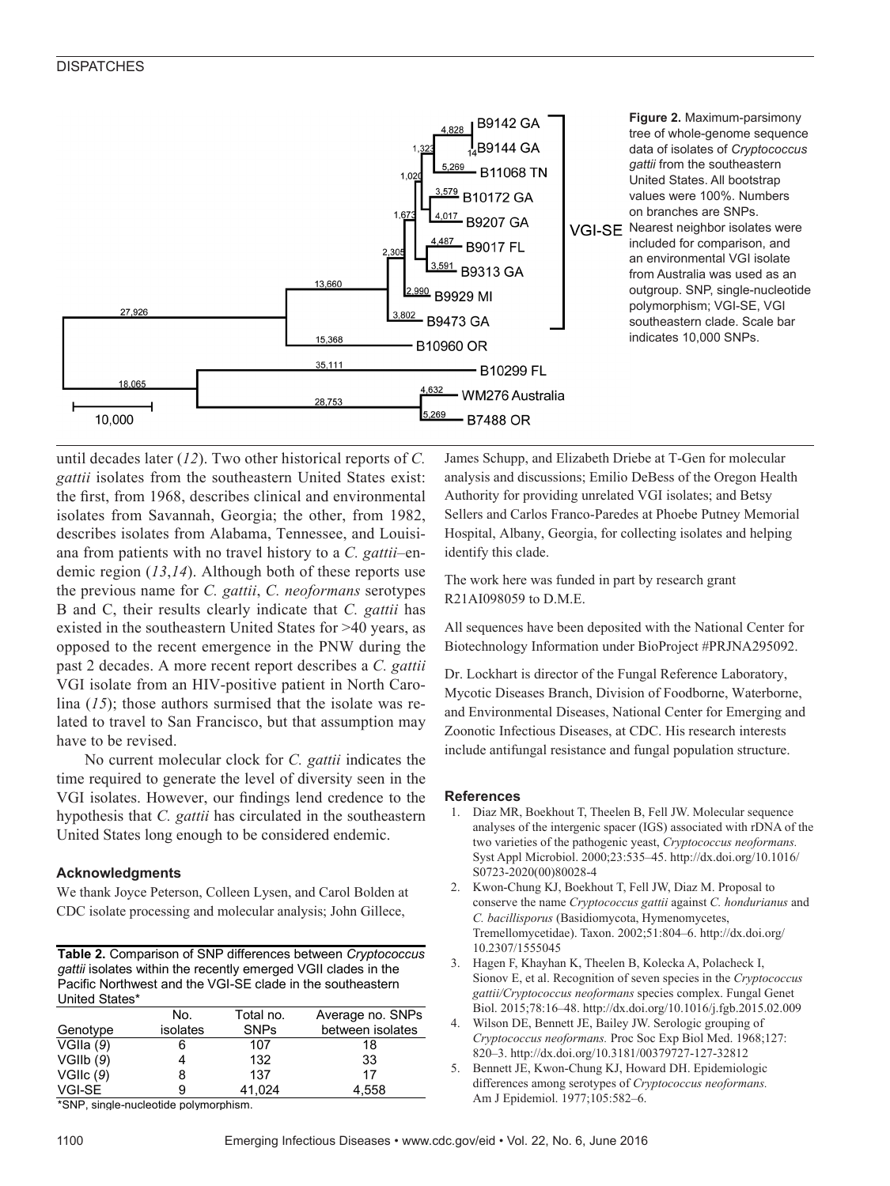**Figure 2.** Maximum-parsimony tree of whole-genome sequence data of isolates of *Cryptococcus gattii* from the southeastern United States. All bootstrap values were 100%. Numbers on branches are SNPs. Nearest neighbor isolates were included for comparison, and an environmental VGI isolate from Australia was used as an outgroup. SNP, single-nucleotide polymorphism; VGI-SE, VGI southeastern clade. Scale bar indicates 10,000 SNPs.

until decades later (*12*). Two other historical reports of *C. gattii* isolates from the southeastern United States exist: the first, from 1968, describes clinical and environmental isolates from Savannah, Georgia; the other, from 1982, describes isolates from Alabama, Tennessee, and Louisiana from patients with no travel history to a *C. gattii*–endemic region (*13*,*14*). Although both of these reports use the previous name for *C. gattii*, *C. neoformans* serotypes B and C, their results clearly indicate that *C. gattii* has existed in the southeastern United States for >40 years, as opposed to the recent emergence in the PNW during the past 2 decades. A more recent report describes a *C. gattii* VGI isolate from an HIV-positive patient in North Carolina (*15*); those authors surmised that the isolate was related to travel to San Francisco, but that assumption may have to be revised.

No current molecular clock for *C. gattii* indicates the time required to generate the level of diversity seen in the VGI isolates. However, our findings lend credence to the hypothesis that *C. gattii* has circulated in the southeastern United States long enough to be considered endemic.

### Acknowledgments

We thank Joyce Peterson, Colleen Lysen, and Carol Bolden at CDC isolate processing and molecular analysis; John Gillece, James Schupp, and Elizabeth Driebe at T-Gen for molecular analysis and discussions; Emilio DeBess of the Oregon Health Authority for providing unrelated VGI isolates; and Betsy Sellers and Carlos Franco-Paredes at Phoebe Putney Memorial Hospital, Albany, Georgia, for collecting isolates and helping identify this clade.

The work here was funded in part by research grant R21AI098059 to D.M.E.

All sequences have been deposited with the National Center for Biotechnology Information under BioProject #PRJNA295092.

Dr. Lockhart is director of the Fungal Reference Laboratory, Mycotic Diseases Branch, Division of Foodborne, Waterborne, and Environmental Diseases, National Center for Emerging and Zoonotic Infectious Diseases, at CDC. His research interests include antifungal resistance and fungal population structure.

**Table 2.** Comparison of SNP differences between *Cryptococcus gattii* isolates within the recently emerged VGII clades in the Pacific Northwest and the VGI-SE clade in the southeastern United States*

| Genotype | No. isolates | Total no. SNPs | Average no. SNPs between isolates |
|---|---|---|---|
| VGIIa (*9*) | 6 | 107 | 18 |
| VGIIb (*9*) | 4 | 132 | 33 |
| VGIIc (*9*) | 8 | 137 | 17 |
| VGI-SE | 9 | 41,024 | 4,558 |

*SNP, single-nucleotide polymorphism.

### References

1. Diaz MR, Boekhout T, Theelen B, Fell JW. Molecular sequence analyses of the intergenic spacer (IGS) associated with rDNA of the two varieties of the pathogenic yeast, *Cryptococcus neoformans.* Syst Appl Microbiol. 2000;23:535–45. http://dx.doi.org/10.1016/S0723-2020(00)80028-4
2. Kwon-Chung KJ, Boekhout T, Fell JW, Diaz M. Proposal to conserve the name *Cryptococcus gattii* against *C. hondurianus* and *C. bacillisporus* (Basidiomycota, Hymenomycetes, Tremellomycetidae). Taxon. 2002;51:804–6. http://dx.doi.org/10.2307/1555045
3. Hagen F, Khayhan K, Theelen B, Kolecka A, Polacheck I, Sionov E, et al. Recognition of seven species in the *Cryptococcus gattii/Cryptococcus neoformans* species complex. Fungal Genet Biol. 2015;78:16–48. http://dx.doi.org/10.1016/j.fgb.2015.02.009
4. Wilson DE, Bennett JE, Bailey JW. Serologic grouping of *Cryptococcus neoformans.* Proc Soc Exp Biol Med. 1968;127:820–3. http://dx.doi.org/10.3181/00379727-127-32812
5. Bennett JE, Kwon-Chung KJ, Howard DH. Epidemiologic differences among serotypes of *Cryptococcus neoformans.* Am J Epidemiol. 1977;105:582–6.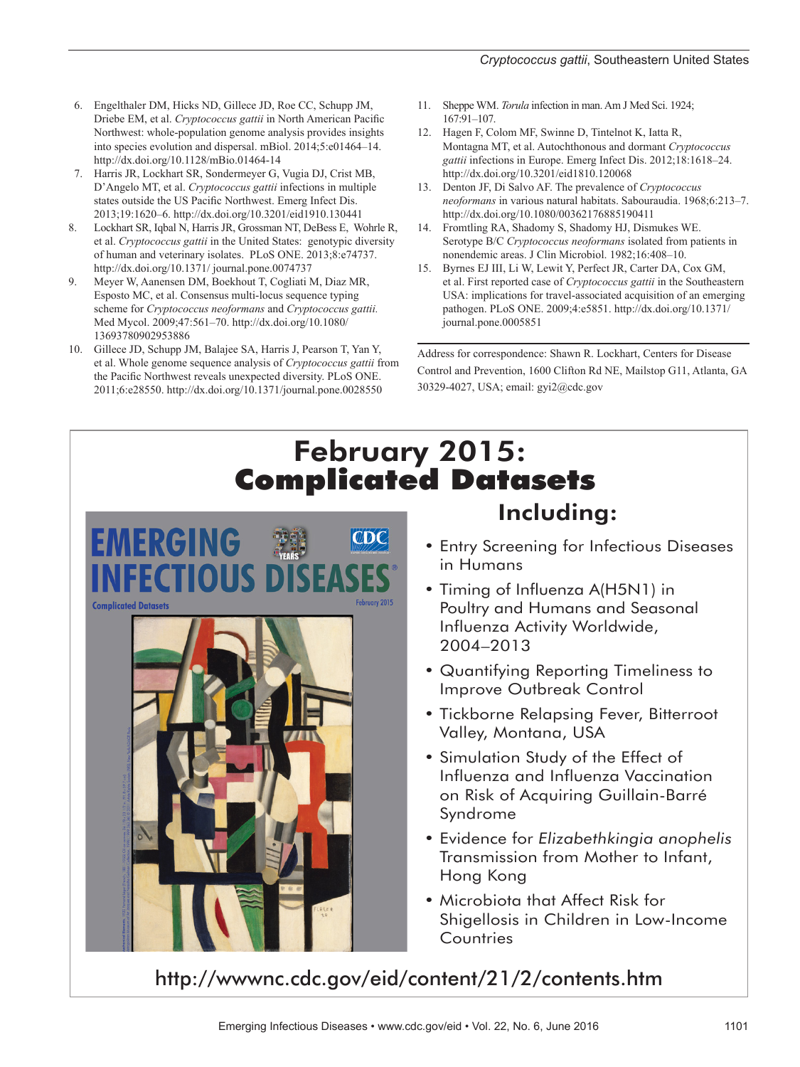6. Engelthaler DM, Hicks ND, Gillece JD, Roe CC, Schupp JM, Driebe EM, et al. *Cryptococcus gattii* in North American Pacific Northwest: whole-population genome analysis provides insights into species evolution and dispersal. mBiol. 2014;5:e01464–14. http://dx.doi.org/10.1128/mBio.01464-14
7. Harris JR, Lockhart SR, Sondermeyer G, Vugia DJ, Crist MB, D'Angelo MT, et al. *Cryptococcus gattii* infections in multiple states outside the US Pacific Northwest. Emerg Infect Dis. 2013;19:1620–6. http://dx.doi.org/10.3201/eid1910.130441
8. Lockhart SR, Iqbal N, Harris JR, Grossman NT, DeBess E, Wohrle R, et al. *Cryptococcus gattii* in the United States: genotypic diversity of human and veterinary isolates. PLoS ONE. 2013;8:e74737. http://dx.doi.org/10.1371/ journal.pone.0074737
9. Meyer W, Aanensen DM, Boekhout T, Cogliati M, Diaz MR, Esposto MC, et al. Consensus multi-locus sequence typing scheme for *Cryptococcus neoformans* and *Cryptococcus gattii*. Med Mycol. 2009;47:561–70. http://dx.doi.org/10.1080/ 13693780902953886
10. Gillece JD, Schupp JM, Balajee SA, Harris J, Pearson T, Yan Y, et al. Whole genome sequence analysis of *Cryptococcus gattii* from the Pacific Northwest reveals unexpected diversity. PLoS ONE. 2011;6:e28550. http://dx.doi.org/10.1371/journal.pone.0028550
11. Sheppe WM. *Torula* infection in man. Am J Med Sci. 1924; 167:91–107.
12. Hagen F, Colom MF, Swinne D, Tintelnot K, Iatta R, Montagna MT, et al. Autochthonous and dormant *Cryptococcus gattii* infections in Europe. Emerg Infect Dis. 2012;18:1618–24. http://dx.doi.org/10.3201/eid1810.120068
13. Denton JF, Di Salvo AF. The prevalence of *Cryptococcus neoformans* in various natural habitats. Sabouraudia. 1968;6:213–7. http://dx.doi.org/10.1080/00362176885190411
14. Fromtling RA, Shadomy S, Shadomy HJ, Dismukes WE. Serotype B/C *Cryptococcus neoformans* isolated from patients in nonendemic areas. J Clin Microbiol. 1982;16:408–10.
15. Byrnes EJ III, Li W, Lewit Y, Perfect JR, Carter DA, Cox GM, et al. First reported case of *Cryptococcus gattii* in the Southeastern USA: implications for travel-associated acquisition of an emerging pathogen. PLoS ONE. 2009;4:e5851. http://dx.doi.org/10.1371/ journal.pone.0005851

Address for correspondence: Shawn R. Lockhart, Centers for Disease Control and Prevention, 1600 Clifton Rd NE, Mailstop G11, Atlanta, GA 30329-4027, USA; email: gyi2@cdc.gov

# February 2015: Complicated Datasets

EMERGING INFECTIOUS DISEASES
Complicated Datasets
February 2015

## Including:

- Entry Screening for Infectious Diseases in Humans
- Timing of Influenza A(H5N1) in Poultry and Humans and Seasonal Influenza Activity Worldwide, 2004–2013
- Quantifying Reporting Timeliness to Improve Outbreak Control
- Tickborne Relapsing Fever, Bitterroot Valley, Montana, USA
- Simulation Study of the Effect of Influenza and Influenza Vaccination on Risk of Acquiring Guillain-Barré Syndrome
- Evidence for *Elizabethkingia anophelis* Transmission from Mother to Infant, Hong Kong
- Microbiota that Affect Risk for Shigellosis in Children in Low-Income Countries

http://wwwnc.cdc.gov/eid/content/21/2/contents.htm